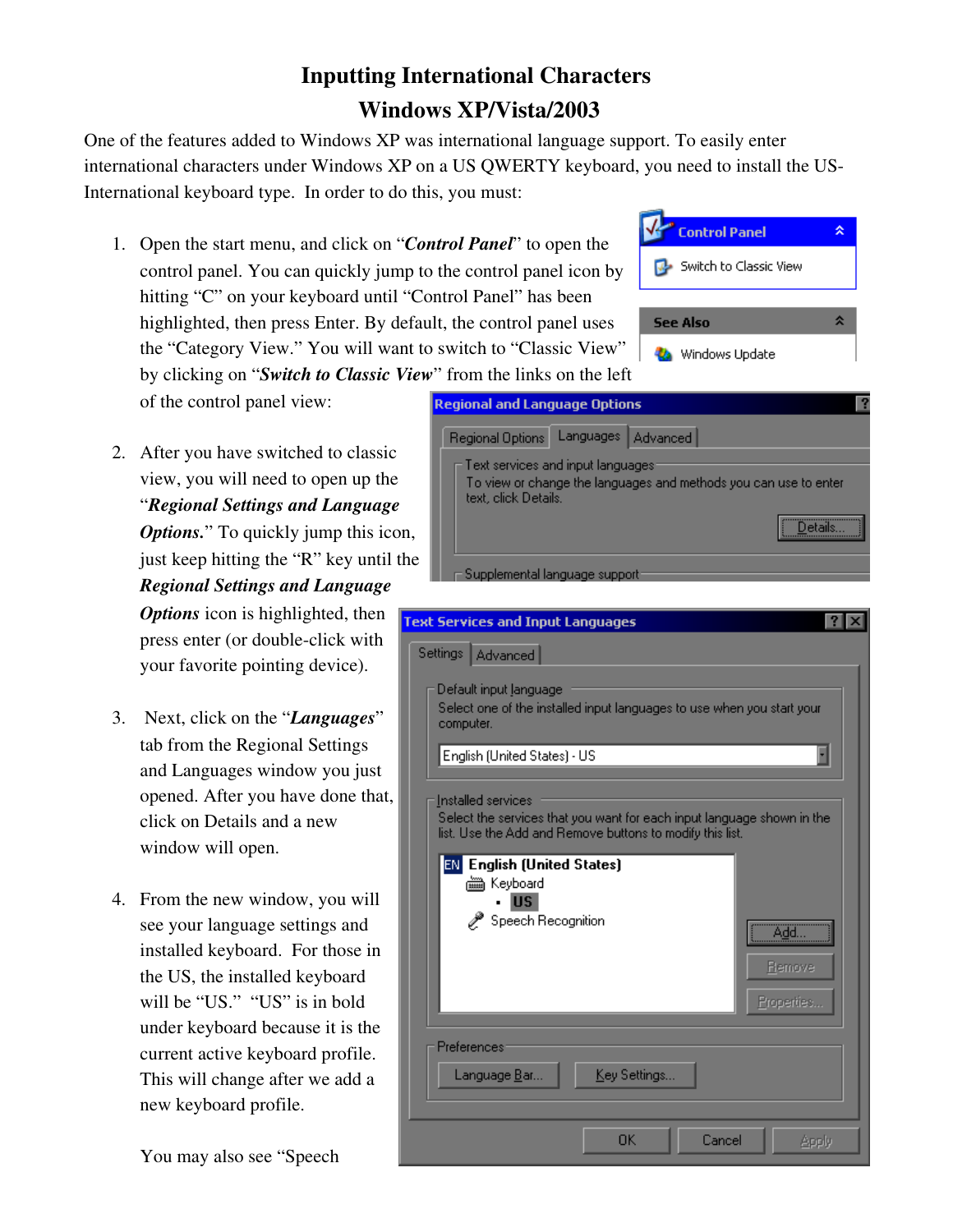# Inputting International Characters
## Windows XP/Vista/2003

One of the features added to Windows XP was international language support. To easily enter international characters under Windows XP on a US QWERTY keyboard, you need to install the US-International keyboard type. In order to do this, you must:

1. Open the start menu, and click on "***Control Panel***" to open the control panel. You can quickly jump to the control panel icon by hitting "C" on your keyboard until "Control Panel" has been highlighted, then press Enter. By default, the control panel uses the "Category View." You will want to switch to "Classic View" by clicking on "***Switch to Classic View***" from the links on the left of the control panel view:

2. After you have switched to classic view, you will need to open up the "***Regional Settings and Language Options***." To quickly jump this icon, just keep hitting the "R" key until the ***Regional Settings and Language Options*** icon is highlighted, then press enter (or double-click with your favorite pointing device).

3. Next, click on the "***Languages***" tab from the Regional Settings and Languages window you just opened. After you have done that, click on Details and a new window will open.

4. From the new window, you will see your language settings and installed keyboard. For those in the US, the installed keyboard will be "US." "US" is in bold under keyboard because it is the current active keyboard profile. This will change after we add a new keyboard profile.

   You may also see "Speech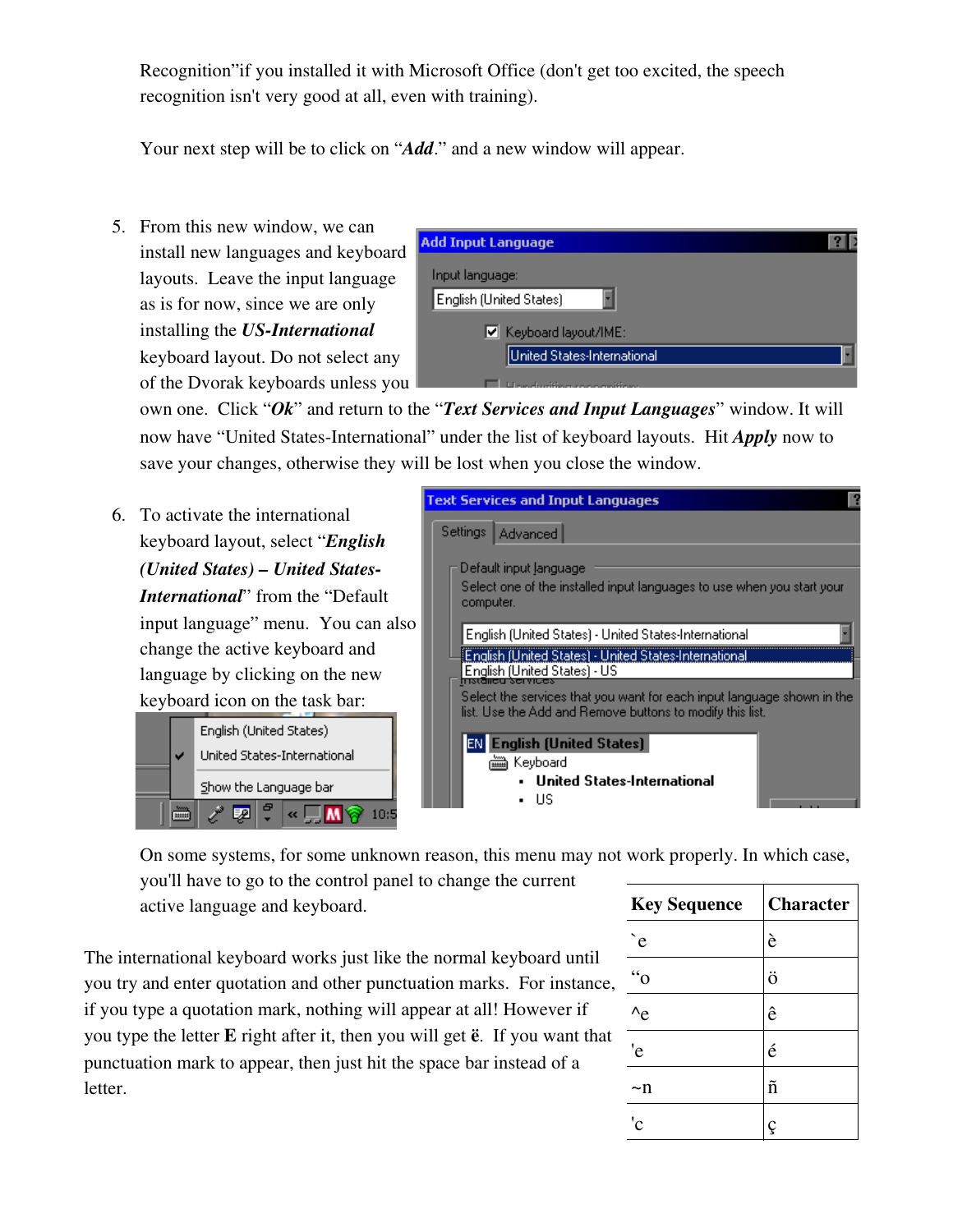Recognition" if you installed it with Microsoft Office (don't get too excited, the speech recognition isn't very good at all, even with training).

Your next step will be to click on "***Add***." and a new window will appear.

5. From this new window, we can install new languages and keyboard layouts. Leave the input language as is for now, since we are only installing the ***US-International*** keyboard layout. Do not select any of the Dvorak keyboards unless you own one. Click "***Ok***" and return to the "***Text Services and Input Languages***" window. It will now have "United States-International" under the list of keyboard layouts. Hit ***Apply*** now to save your changes, otherwise they will be lost when you close the window.

6. To activate the international keyboard layout, select "***English (United States) – United States-International***" from the "Default input language" menu. You can also change the active keyboard and language by clicking on the new keyboard icon on the task bar:

   On some systems, for some unknown reason, this menu may not work properly. In which case, you'll have to go to the control panel to change the current active language and keyboard.

The international keyboard works just like the normal keyboard until you try and enter quotation and other punctuation marks. For instance, if you type a quotation mark, nothing will appear at all! However if you type the letter **E** right after it, then you will get **ë**. If you want that punctuation mark to appear, then just hit the space bar instead of a letter.

| Key Sequence | Character |
|---|---|
| `e | è |
| "o | ö |
| ^e | ê |
| 'e | é |
| ~n | ñ |
| 'c | ç |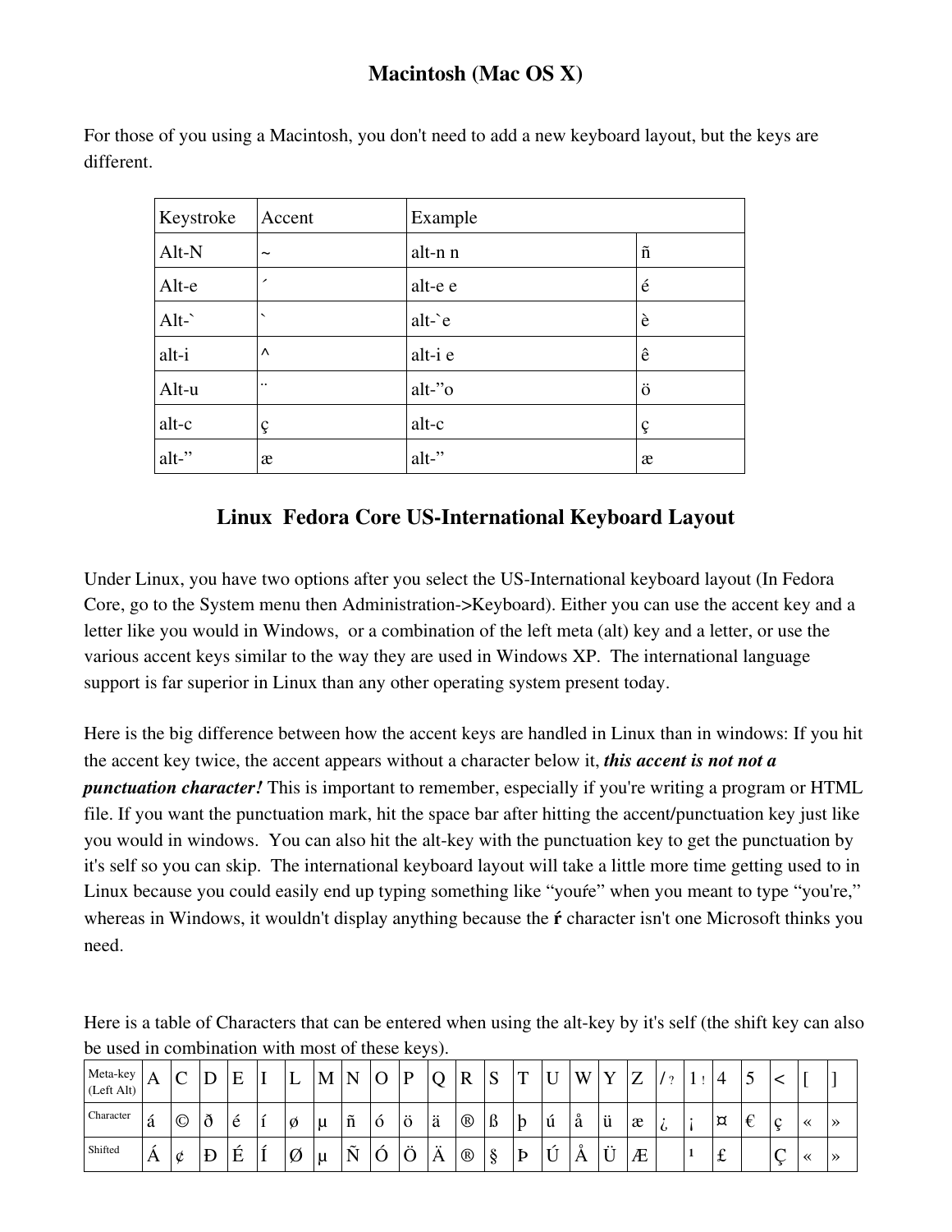## Macintosh (Mac OS X)

For those of you using a Macintosh, you don't need to add a new keyboard layout, but the keys are different.

| Keystroke | Accent | Example | |
|---|---|---|---|
| Alt-N | ~ | alt-n n | ñ |
| Alt-e | ´ | alt-e e | é |
| Alt-` | ` | alt-`e | è |
| alt-i | ^ | alt-i e | ê |
| Alt-u | ¨ | alt-”o | ö |
| alt-c | ç | alt-c | ç |
| alt-” | æ | alt-” | æ |

## Linux Fedora Core US-International Keyboard Layout

Under Linux, you have two options after you select the US-International keyboard layout (In Fedora Core, go to the System menu then Administration->Keyboard). Either you can use the accent key and a letter like you would in Windows, or a combination of the left meta (alt) key and a letter, or use the various accent keys similar to the way they are used in Windows XP. The international language support is far superior in Linux than any other operating system present today.

Here is the big difference between how the accent keys are handled in Linux than in windows: If you hit the accent key twice, the accent appears without a character below it, ***this accent is not not a punctuation character!*** This is important to remember, especially if you're writing a program or HTML file. If you want the punctuation mark, hit the space bar after hitting the accent/punctuation key just like you would in windows. You can also hit the alt-key with the punctuation key to get the punctuation by it's self so you can skip. The international keyboard layout will take a little more time getting used to in Linux because you could easily end up typing something like “youŕe” when you meant to type “you're,” whereas in Windows, it wouldn't display anything because the **ŕ** character isn't one Microsoft thinks you need.

Here is a table of Characters that can be entered when using the alt-key by it's self (the shift key can also be used in combination with most of these keys).

| Meta-key (Left Alt) | A | C | D | E | I | L | M | N | O | P | Q | R | S | T | U | W | Y | Z | / ? | 1 ! | 4 | 5 | < | [ | ] |
|---|---|---|---|---|---|---|---|---|---|---|---|---|---|---|---|---|---|---|---|---|---|---|---|---|---|
| Character | á | © | ð | é | í | ø | µ | ñ | ó | ö | ä | ® | ß | þ | ú | å | ü | æ | ¿ | ¡ | ¤ | € | ç | « | » |
| Shifted | Á | ¢ | Ð | É | Í | Ø | µ | Ñ | Ó | Ö | Ä | ® | § | Þ | Ú | Å | Ü | Æ | | ¹ | £ | | Ç | « | » |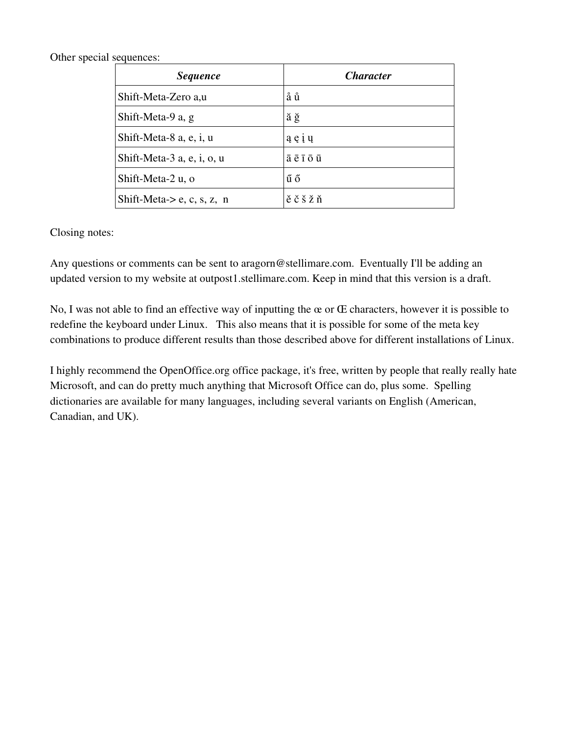Other special sequences:

| ***Sequence*** | ***Character*** |
|---|---|
| Shift-Meta-Zero a,u | å ů |
| Shift-Meta-9 a, g | ă ğ |
| Shift-Meta-8 a, e, i, u | ą ę į ų |
| Shift-Meta-3 a, e, i, o, u | ā ē ī ō ū |
| Shift-Meta-2 u, o | ű ő |
| Shift-Meta-> e, c, s, z, n | ě č š ž ň |

Closing notes:

Any questions or comments can be sent to aragorn@stellimare.com. Eventually I'll be adding an updated version to my website at outpost1.stellimare.com. Keep in mind that this version is a draft.

No, I was not able to find an effective way of inputting the œ or Œ characters, however it is possible to redefine the keyboard under Linux. This also means that it is possible for some of the meta key combinations to produce different results than those described above for different installations of Linux.

I highly recommend the OpenOffice.org office package, it's free, written by people that really really hate Microsoft, and can do pretty much anything that Microsoft Office can do, plus some. Spelling dictionaries are available for many languages, including several variants on English (American, Canadian, and UK).